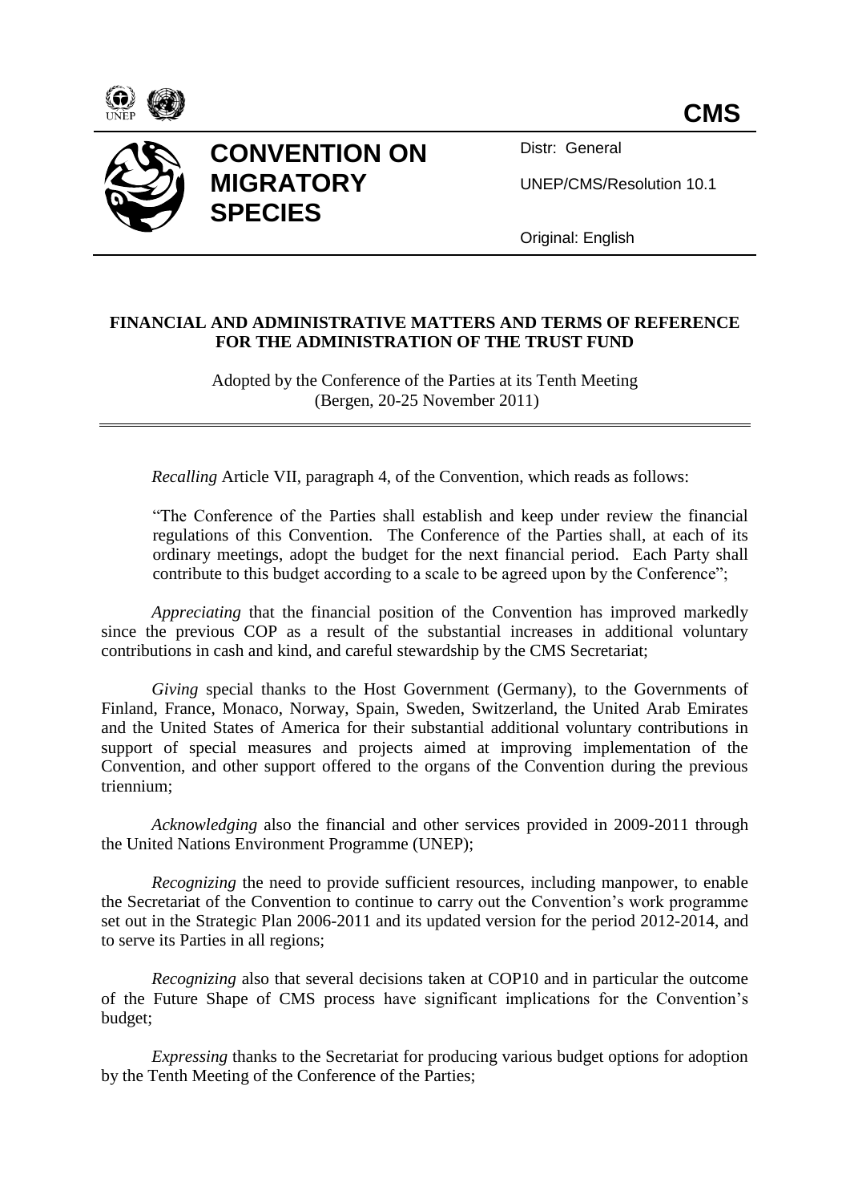**CMS**

# CONVENTION ON MIGRATORY SPECIES

Distr: General

UNEP/CMS/Resolution 10.1

Original: English

## FINANCIAL AND ADMINISTRATIVE MATTERS AND TERMS OF REFERENCE FOR THE ADMINISTRATION OF THE TRUST FUND

Adopted by the Conference of the Parties at its Tenth Meeting (Bergen, 20-25 November 2011)

*Recalling* Article VII, paragraph 4, of the Convention, which reads as follows:

> "The Conference of the Parties shall establish and keep under review the financial regulations of this Convention. The Conference of the Parties shall, at each of its ordinary meetings, adopt the budget for the next financial period. Each Party shall contribute to this budget according to a scale to be agreed upon by the Conference";

*Appreciating* that the financial position of the Convention has improved markedly since the previous COP as a result of the substantial increases in additional voluntary contributions in cash and kind, and careful stewardship by the CMS Secretariat;

*Giving* special thanks to the Host Government (Germany), to the Governments of Finland, France, Monaco, Norway, Spain, Sweden, Switzerland, the United Arab Emirates and the United States of America for their substantial additional voluntary contributions in support of special measures and projects aimed at improving implementation of the Convention, and other support offered to the organs of the Convention during the previous triennium;

*Acknowledging* also the financial and other services provided in 2009-2011 through the United Nations Environment Programme (UNEP);

*Recognizing* the need to provide sufficient resources, including manpower, to enable the Secretariat of the Convention to continue to carry out the Convention's work programme set out in the Strategic Plan 2006-2011 and its updated version for the period 2012-2014, and to serve its Parties in all regions;

*Recognizing* also that several decisions taken at COP10 and in particular the outcome of the Future Shape of CMS process have significant implications for the Convention's budget;

*Expressing* thanks to the Secretariat for producing various budget options for adoption by the Tenth Meeting of the Conference of the Parties;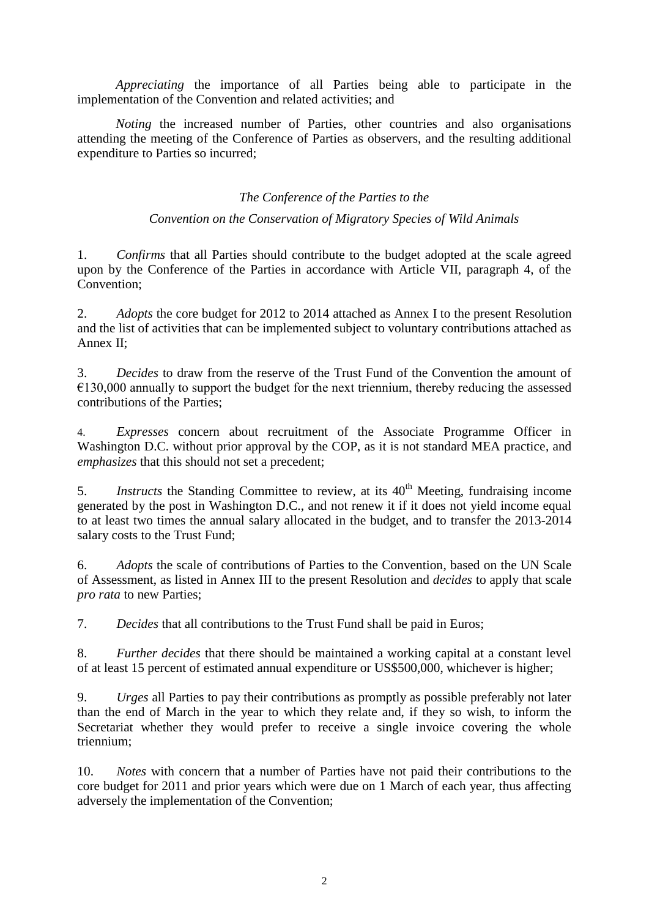*Appreciating* the importance of all Parties being able to participate in the implementation of the Convention and related activities; and

*Noting* the increased number of Parties, other countries and also organisations attending the meeting of the Conference of Parties as observers, and the resulting additional expenditure to Parties so incurred;

*The Conference of the Parties to the*

*Convention on the Conservation of Migratory Species of Wild Animals*

1. *Confirms* that all Parties should contribute to the budget adopted at the scale agreed upon by the Conference of the Parties in accordance with Article VII, paragraph 4, of the Convention;

2. *Adopts* the core budget for 2012 to 2014 attached as Annex I to the present Resolution and the list of activities that can be implemented subject to voluntary contributions attached as Annex II;

3. *Decides* to draw from the reserve of the Trust Fund of the Convention the amount of €130,000 annually to support the budget for the next triennium, thereby reducing the assessed contributions of the Parties;

4. *Expresses* concern about recruitment of the Associate Programme Officer in Washington D.C. without prior approval by the COP, as it is not standard MEA practice, and *emphasizes* that this should not set a precedent;

5. *Instructs* the Standing Committee to review, at its 40th Meeting, fundraising income generated by the post in Washington D.C., and not renew it if it does not yield income equal to at least two times the annual salary allocated in the budget, and to transfer the 2013-2014 salary costs to the Trust Fund;

6. *Adopts* the scale of contributions of Parties to the Convention, based on the UN Scale of Assessment, as listed in Annex III to the present Resolution and *decides* to apply that scale *pro rata* to new Parties;

7. *Decides* that all contributions to the Trust Fund shall be paid in Euros;

8. *Further decides* that there should be maintained a working capital at a constant level of at least 15 percent of estimated annual expenditure or US$500,000, whichever is higher;

9. *Urges* all Parties to pay their contributions as promptly as possible preferably not later than the end of March in the year to which they relate and, if they so wish, to inform the Secretariat whether they would prefer to receive a single invoice covering the whole triennium;

10. *Notes* with concern that a number of Parties have not paid their contributions to the core budget for 2011 and prior years which were due on 1 March of each year, thus affecting adversely the implementation of the Convention;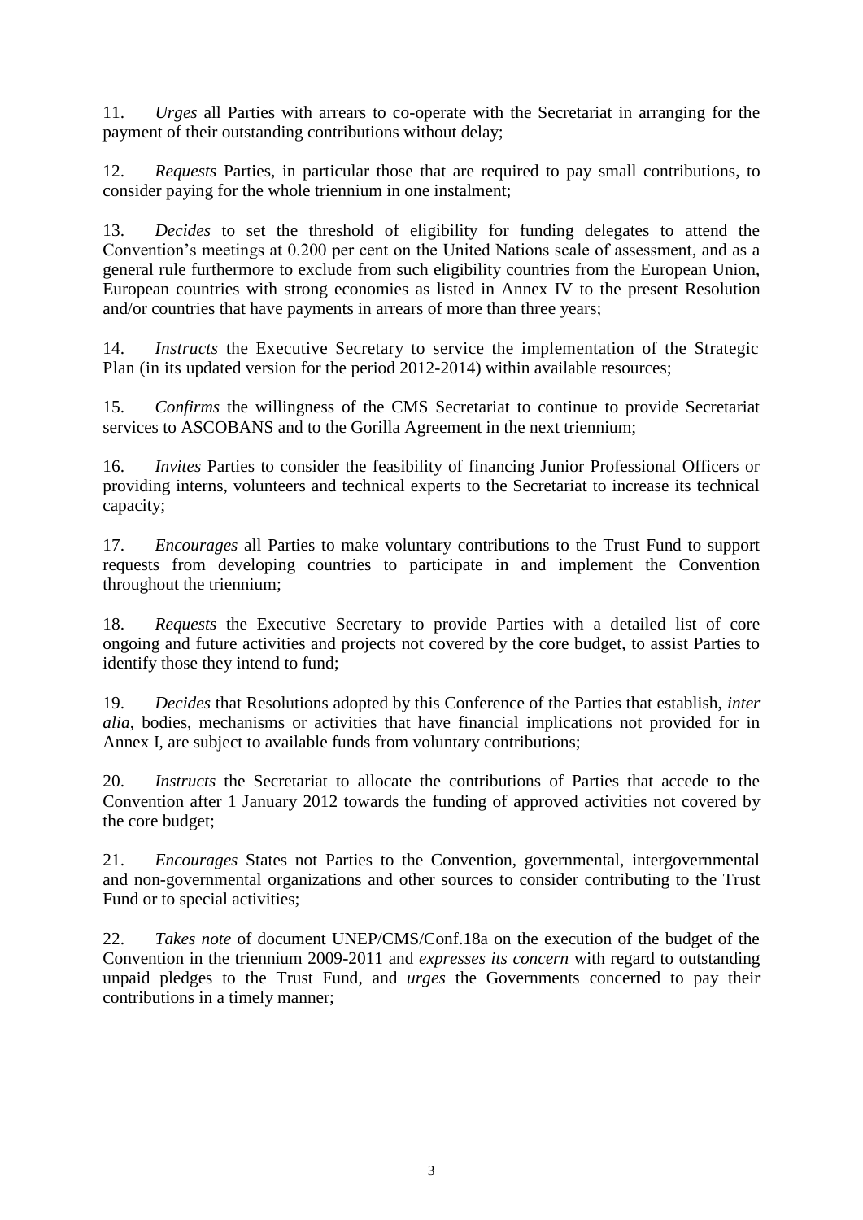11. *Urges* all Parties with arrears to co-operate with the Secretariat in arranging for the payment of their outstanding contributions without delay;

12. *Requests* Parties, in particular those that are required to pay small contributions, to consider paying for the whole triennium in one instalment;

13. *Decides* to set the threshold of eligibility for funding delegates to attend the Convention's meetings at 0.200 per cent on the United Nations scale of assessment, and as a general rule furthermore to exclude from such eligibility countries from the European Union, European countries with strong economies as listed in Annex IV to the present Resolution and/or countries that have payments in arrears of more than three years;

14. *Instructs* the Executive Secretary to service the implementation of the Strategic Plan (in its updated version for the period 2012-2014) within available resources;

15. *Confirms* the willingness of the CMS Secretariat to continue to provide Secretariat services to ASCOBANS and to the Gorilla Agreement in the next triennium;

16. *Invites* Parties to consider the feasibility of financing Junior Professional Officers or providing interns, volunteers and technical experts to the Secretariat to increase its technical capacity;

17. *Encourages* all Parties to make voluntary contributions to the Trust Fund to support requests from developing countries to participate in and implement the Convention throughout the triennium;

18. *Requests* the Executive Secretary to provide Parties with a detailed list of core ongoing and future activities and projects not covered by the core budget, to assist Parties to identify those they intend to fund;

19. *Decides* that Resolutions adopted by this Conference of the Parties that establish, *inter alia*, bodies, mechanisms or activities that have financial implications not provided for in Annex I, are subject to available funds from voluntary contributions;

20. *Instructs* the Secretariat to allocate the contributions of Parties that accede to the Convention after 1 January 2012 towards the funding of approved activities not covered by the core budget;

21. *Encourages* States not Parties to the Convention, governmental, intergovernmental and non-governmental organizations and other sources to consider contributing to the Trust Fund or to special activities;

22. *Takes note* of document UNEP/CMS/Conf.18a on the execution of the budget of the Convention in the triennium 2009-2011 and *expresses its concern* with regard to outstanding unpaid pledges to the Trust Fund, and *urges* the Governments concerned to pay their contributions in a timely manner;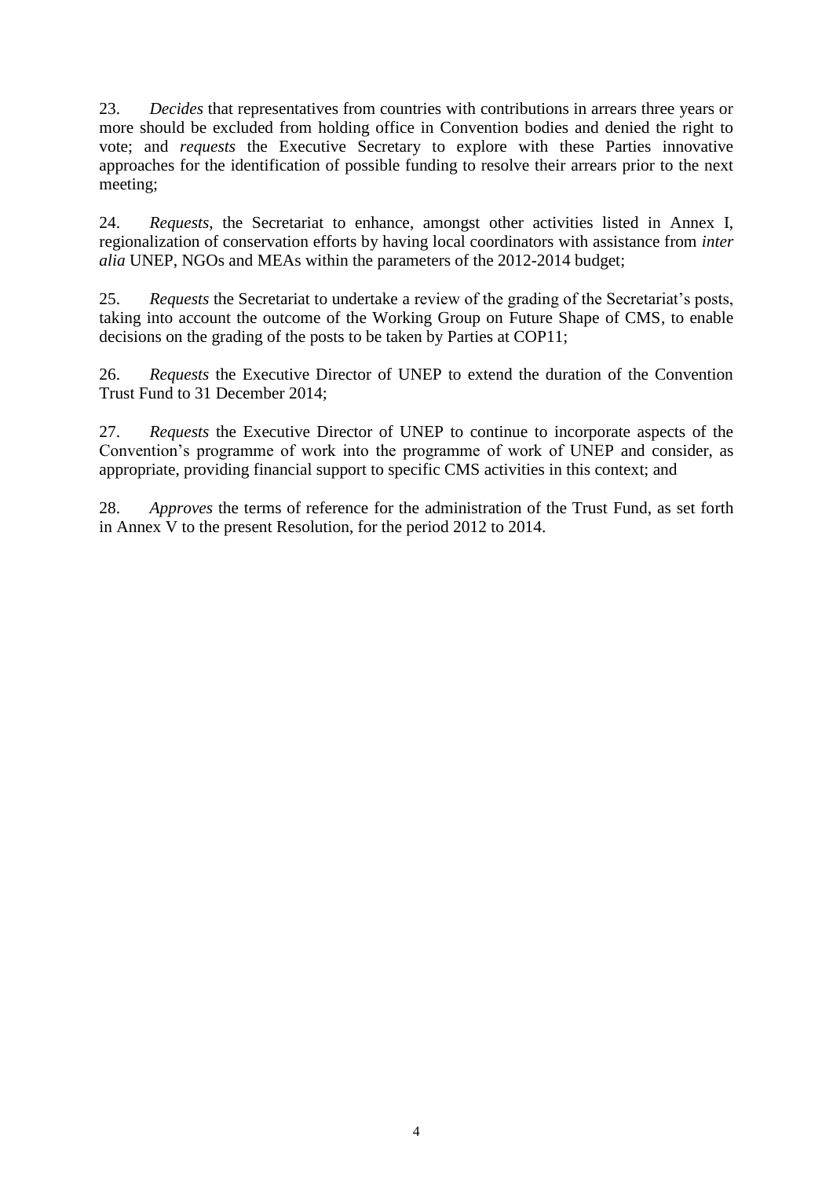23. *Decides* that representatives from countries with contributions in arrears three years or more should be excluded from holding office in Convention bodies and denied the right to vote; and *requests* the Executive Secretary to explore with these Parties innovative approaches for the identification of possible funding to resolve their arrears prior to the next meeting;

24. *Requests*, the Secretariat to enhance, amongst other activities listed in Annex I, regionalization of conservation efforts by having local coordinators with assistance from *inter alia* UNEP, NGOs and MEAs within the parameters of the 2012-2014 budget;

25. *Requests* the Secretariat to undertake a review of the grading of the Secretariat's posts, taking into account the outcome of the Working Group on Future Shape of CMS, to enable decisions on the grading of the posts to be taken by Parties at COP11;

26. *Requests* the Executive Director of UNEP to extend the duration of the Convention Trust Fund to 31 December 2014;

27. *Requests* the Executive Director of UNEP to continue to incorporate aspects of the Convention's programme of work into the programme of work of UNEP and consider, as appropriate, providing financial support to specific CMS activities in this context; and

28. *Approves* the terms of reference for the administration of the Trust Fund, as set forth in Annex V to the present Resolution, for the period 2012 to 2014.